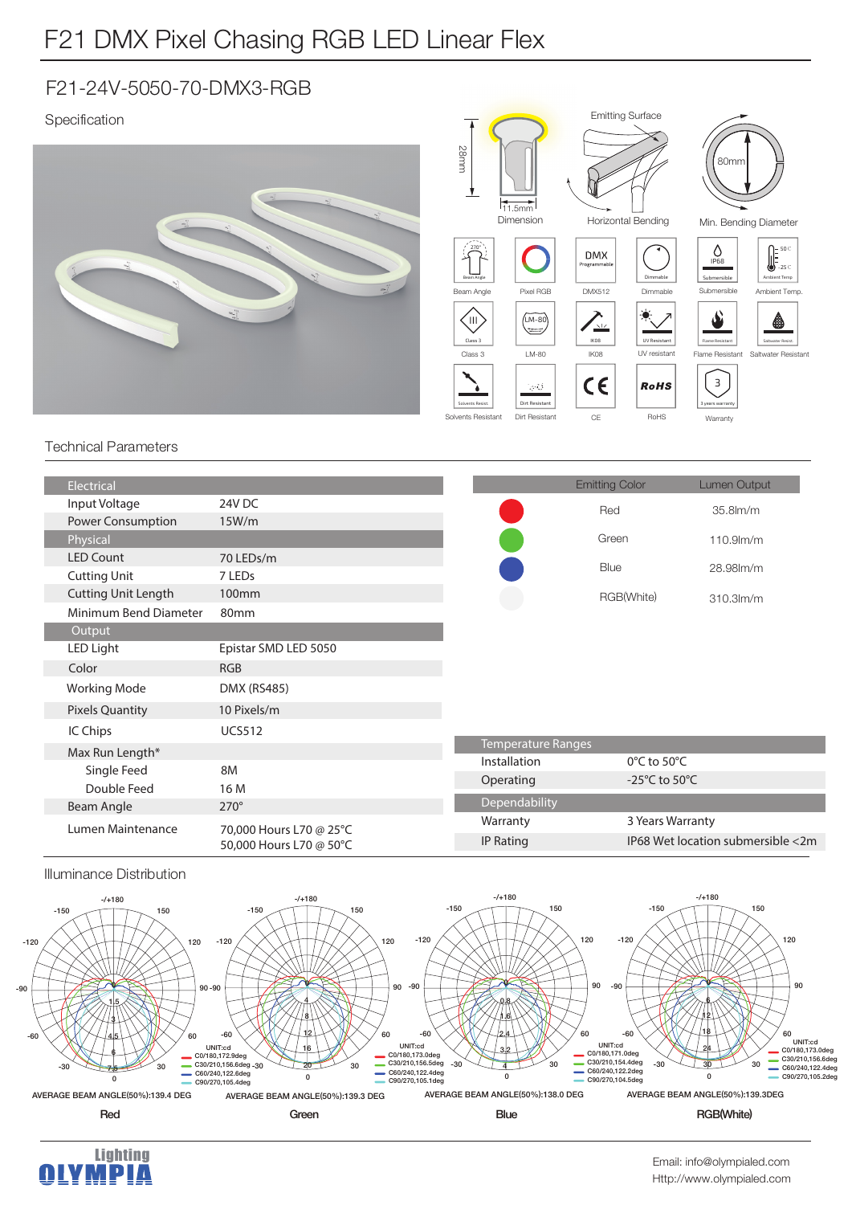# F21 DMX Pixel Chasing RGB LED Linear Flex

## F21-24V-5050-70-DMX3-RGB

Specification

Dimension: 28mm × 11.5mm

Emitting Surface

Horizontal Bending

Min. Bending Diameter: 80mm

Beam Angle (270°) | Pixel RGB | DMX512 (DMX Programmable) | Dimmable | Submersible (IP68) | Ambient Temp. (50°C / -25°C)

Class 3 | LM-80 | IK08 | UV resistant | Flame Resistant | Saltwater Resistant

Solvents Resistant | Dirt Resistant | CE | RoHS | Warranty (3 years warranty)

### Technical Parameters

| Electrical | |
|---|---|
| Input Voltage | 24V DC |
| Power Consumption | 15W/m |
| **Physical** | |
| LED Count | 70 LEDs/m |
| Cutting Unit | 7 LEDs |
| Cutting Unit Length | 100mm |
| Minimum Bend Diameter | 80mm |
| **Output** | |
| LED Light | Epistar SMD LED 5050 |
| Color | RGB |
| Working Mode | DMX (RS485) |
| Pixels Quantity | 10 Pixels/m |
| IC Chips | UCS512 |
| Max Run Length* | |
| Single Feed | 8M |
| Double Feed | 16 M |
| Beam Angle | 270° |
| Lumen Maintenance | 70,000 Hours L70 @ 25°C<br>50,000 Hours L70 @ 50°C |

| Emitting Color | Lumen Output |
|---|---|
| Red | 35.8lm/m |
| Green | 110.9lm/m |
| Blue | 28.98lm/m |
| RGB(White) | 310.3lm/m |

| Temperature Ranges | |
|---|---|
| Installation | 0°C to 50°C |
| Operating | -25°C to 50°C |
| **Dependability** | |
| Warranty | 3 Years Warranty |
| IP Rating | IP68 Wet location submersible <2m |

### Illuminance Distribution

**Red** — UNIT:cd; C0/180,172.9deg; C30/210,156.6deg; C60/240,122.6deg; C90/270,105.4deg. AVERAGE BEAM ANGLE(50%):139.4 DEG

**Green** — UNIT:cd; C0/180,173.0deg; C30/210,156.5deg; C60/240,122.4deg; C90/270,105.1deg. AVERAGE BEAM ANGLE(50%):139.3 DEG

**Blue** — UNIT:cd; C0/180,171.0deg; C30/210,154.4deg; C60/240,122.2deg; C90/270,104.5deg. AVERAGE BEAM ANGLE(50%):138.0 DEG

**RGB(White)** — UNIT:cd; C0/180,173.0deg; C30/210,156.6deg; C60/240,122.4deg; C90/270,105.2deg. AVERAGE BEAM ANGLE(50%):139.3DEG

Lighting OLYMPIA

Email: info@olympialed.com
Http://www.olympialed.com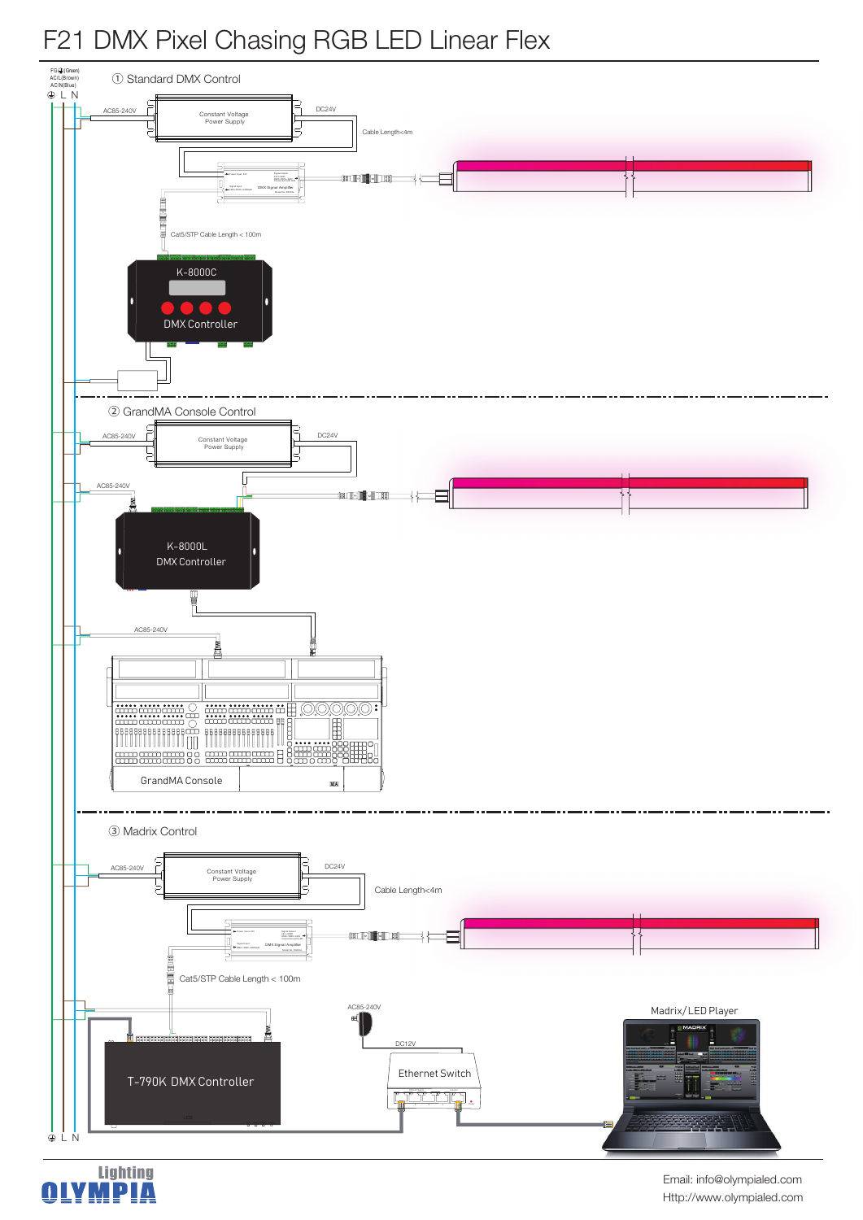# F21 DMX Pixel Chasing RGB LED Linear Flex

① Standard DMX Control

FG(Green)
AC/L(Brown)
AC/N(Blue)

L N

AC85-240V

Constant Voltage Power Supply

DC24V

Cable Length<4m

DMX Signal Amplifier

Cat5/STP Cable Length < 100m

K-8000C

DMX Controller

② GrandMA Console Control

AC85-240V

Constant Voltage Power Supply

DC24V

AC85-240V

K-8000L DMX Controller

AC85-240V

GrandMA Console

③ Madrix Control

AC85-240V

Constant Voltage Power Supply

DC24V

Cable Length<4m

DMX Signal Amplifier

Cat5/STP Cable Length < 100m

AC85-240V

DC12V

Ethernet Switch

Madrix/LED Player

T-790K DMX Controller

L N

Lighting OLYMPIA

Email: info@olympialed.com

Http://www.olympialed.com